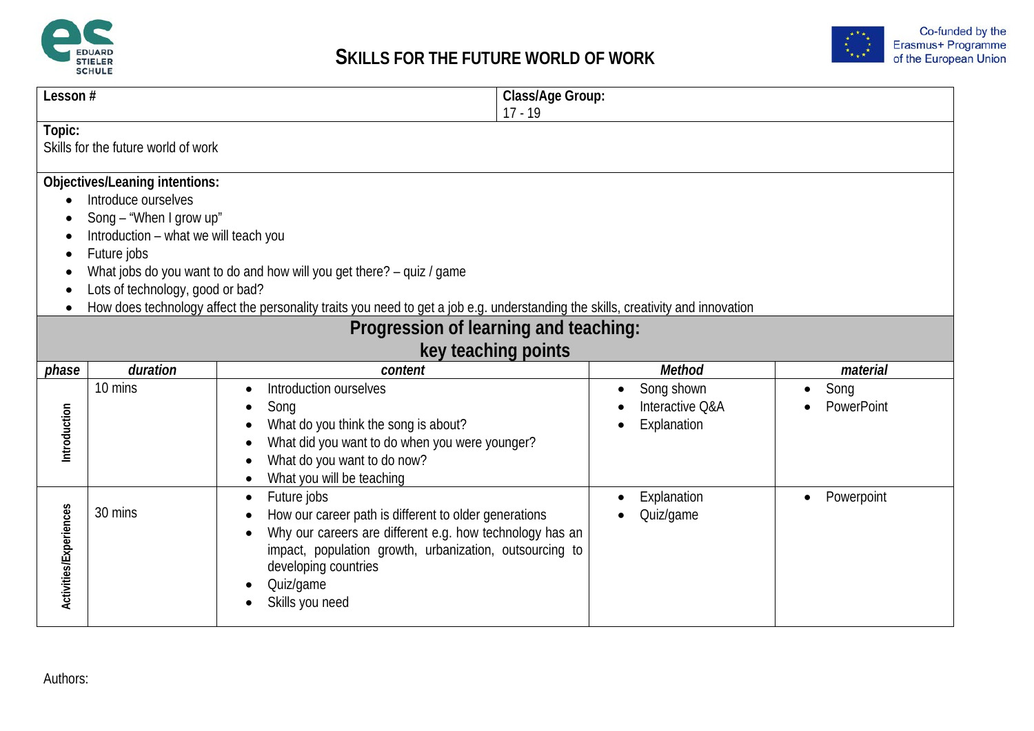# SKILLS FOR THE FUTURE WORLD OF WORK

| Lesson # | Class/Age Group: 17 - 19 |
|---|---|

**Topic:**
Skills for the future world of work

**Objectives/Leaning intentions:**

- Introduce ourselves
- Song – "When I grow up"
- Introduction – what we will teach you
- Future jobs
- What jobs do you want to do and how will you get there? – quiz / game
- Lots of technology, good or bad?
- How does technology affect the personality traits you need to get a job e.g. understanding the skills, creativity and innovation

## Progression of learning and teaching: key teaching points

| *phase* | *duration* | *content* | *Method* | *material* |
|---|---|---|---|---|
| Introduction | 10 mins | • Introduction ourselves<br>• Song<br>• What do you think the song is about?<br>• What did you want to do when you were younger?<br>• What do you want to do now?<br>• What you will be teaching | • Song shown<br>• Interactive Q&A<br>• Explanation | • Song<br>• PowerPoint |
| Activities/Experiences | 30 mins | • Future jobs<br>• How our career path is different to older generations<br>• Why our careers are different e.g. how technology has an impact, population growth, urbanization, outsourcing to developing countries<br>• Quiz/game<br>• Skills you need | • Explanation<br>• Quiz/game | • Powerpoint |

Authors: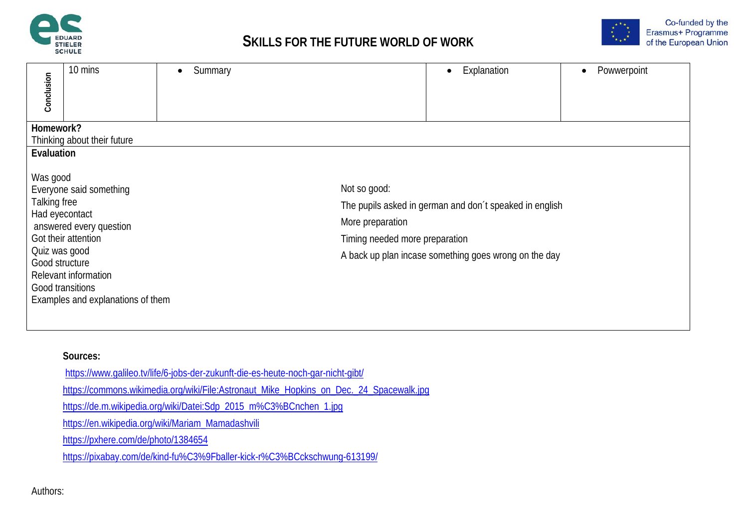| Conclusion | 10 mins | • Summary | • Explanation | • Powwerpoint |
|---|---|---|---|---|

**Homework?**
Thinking about their future

**Evaluation**

Was good
Everyone said something
Talking free
Had eyecontact
answered every question
Got their attention
Quiz was good
Good structure
Relevant information
Good transitions
Examples and explanations of them

Not so good:
The pupils asked in german and don´t speaked in english
More preparation
Timing needed more preparation
A back up plan incase something goes wrong on the day

**Sources:**

https://www.galileo.tv/life/6-jobs-der-zukunft-die-es-heute-noch-gar-nicht-gibt/
https://commons.wikimedia.org/wiki/File:Astronaut_Mike_Hopkins_on_Dec._24_Spacewalk.jpg
https://de.m.wikipedia.org/wiki/Datei:Sdp_2015_m%C3%BCnchen_1.jpg
https://en.wikipedia.org/wiki/Mariam_Mamadashvili
https://pxhere.com/de/photo/1384654
https://pixabay.com/de/kind-fu%C3%9Fballer-kick-r%C3%BCckschwung-613199/

Authors: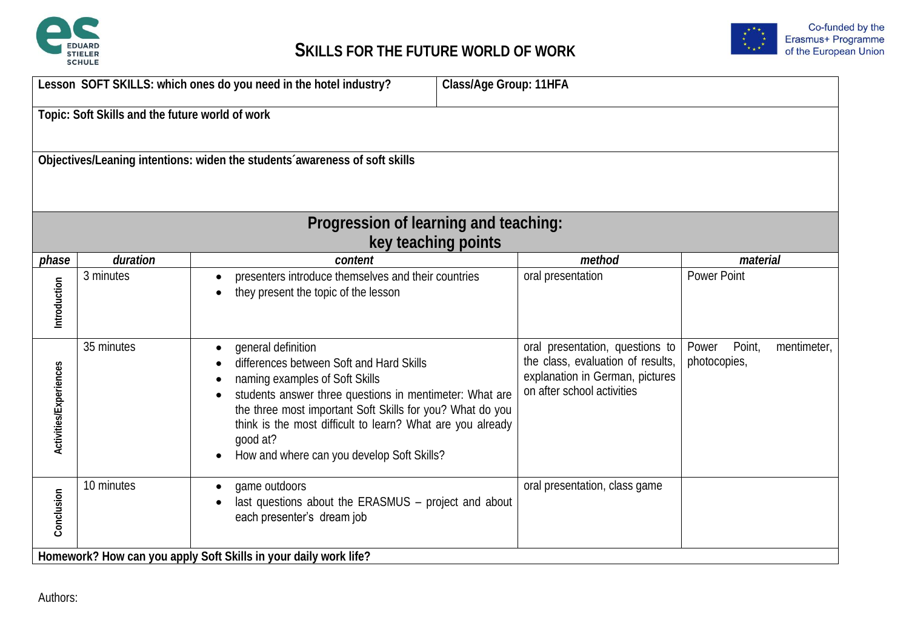# SKILLS FOR THE FUTURE WORLD OF WORK

| **Lesson SOFT SKILLS: which ones do you need in the hotel industry?** | **Class/Age Group: 11HFA** |
|---|---|
| **Topic: Soft Skills and the future world of work** | |
| **Objectives/Leaning intentions: widen the students´awareness of soft skills** | |

## Progression of learning and teaching: key teaching points

| *phase* | *duration* | *content* | *method* | *material* |
|---|---|---|---|---|
| Introduction | 3 minutes | • presenters introduce themselves and their countries<br>• they present the topic of the lesson | oral presentation | Power Point |
| Activities/Experiences | 35 minutes | • general definition<br>• differences between Soft and Hard Skills<br>• naming examples of Soft Skills<br>• students answer three questions in mentimeter: What are the three most important Soft Skills for you? What do you think is the most difficult to learn? What are you already good at?<br>• How and where can you develop Soft Skills? | oral presentation, questions to the class, evaluation of results, explanation in German, pictures on after school activities | Power Point, mentimeter, photocopies, |
| Conclusion | 10 minutes | • game outdoors<br>• last questions about the ERASMUS – project and about each presenter's dream job | oral presentation, class game | |

**Homework? How can you apply Soft Skills in your daily work life?**

Authors: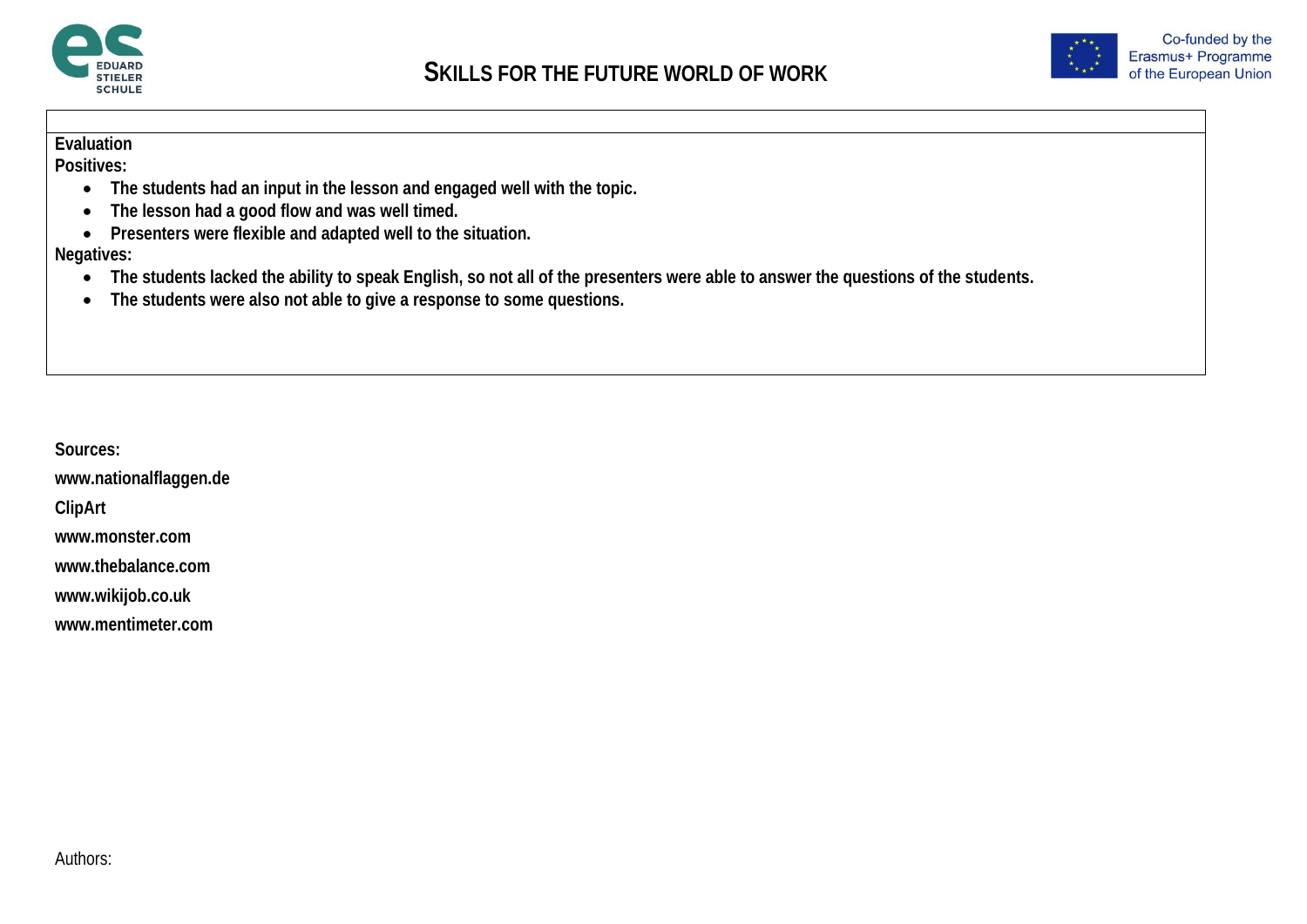**Evaluation**

**Positives:**

- **The students had an input in the lesson and engaged well with the topic.**
- **The lesson had a good flow and was well timed.**
- **Presenters were flexible and adapted well to the situation.**

**Negatives:**

- **The students lacked the ability to speak English, so not all of the presenters were able to answer the questions of the students.**
- **The students were also not able to give a response to some questions.**

**Sources:**

**www.nationalflaggen.de**

**ClipArt**

**www.monster.com**

**www.thebalance.com**

**www.wikijob.co.uk**

**www.mentimeter.com**

Authors: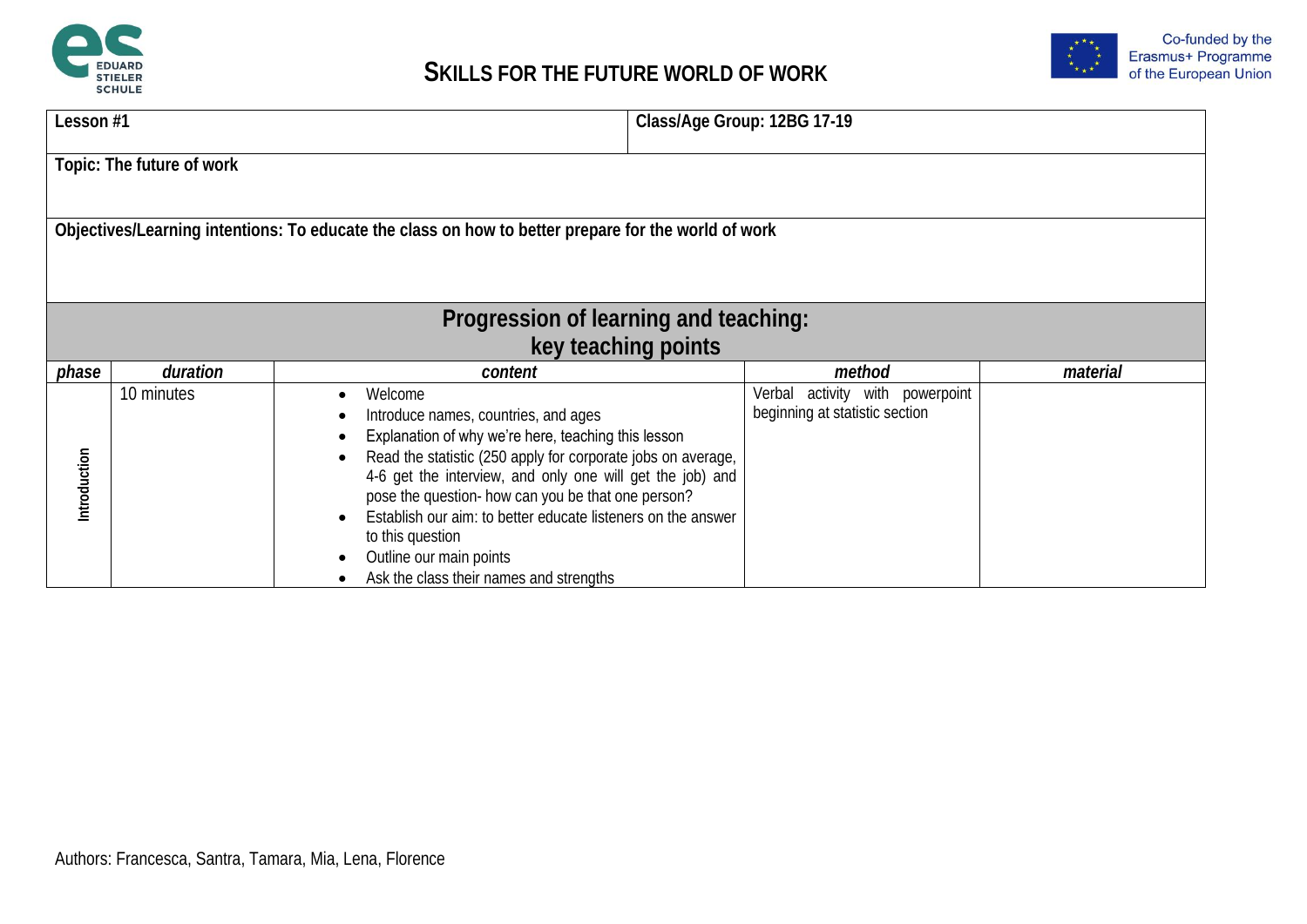# SKILLS FOR THE FUTURE WORLD OF WORK

| **Lesson #1** | **Class/Age Group: 12BG 17-19** |
|---|---|
| **Topic: The future of work** | |
| **Objectives/Learning intentions: To educate the class on how to better prepare for the world of work** | |

## Progression of learning and teaching: key teaching points

| *phase* | *duration* | *content* | *method* | *material* |
|---|---|---|---|---|
| Introduction | 10 minutes | • Welcome<br>• Introduce names, countries, and ages<br>• Explanation of why we're here, teaching this lesson<br>• Read the statistic (250 apply for corporate jobs on average, 4-6 get the interview, and only one will get the job) and pose the question- how can you be that one person?<br>• Establish our aim: to better educate listeners on the answer to this question<br>• Outline our main points<br>• Ask the class their names and strengths | Verbal activity with powerpoint beginning at statistic section | |

Authors: Francesca, Santra, Tamara, Mia, Lena, Florence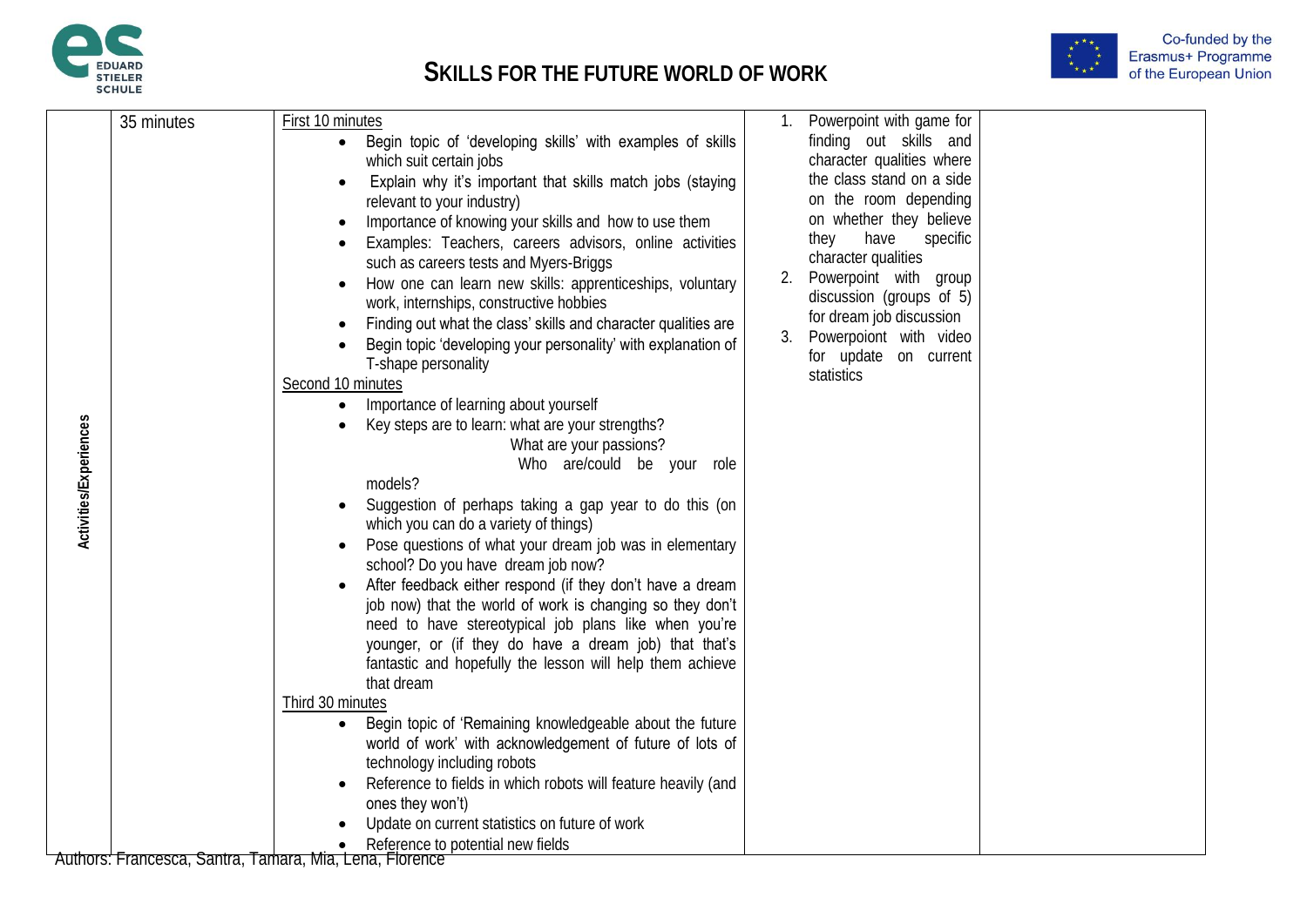# Skills for the Future World of Work

| Activities/Experiences | 35 minutes | First 10 minutes<br>• Begin topic of 'developing skills' with examples of skills which suit certain jobs<br>• Explain why it's important that skills match jobs (staying relevant to your industry)<br>• Importance of knowing your skills and how to use them<br>• Examples: Teachers, careers advisors, online activities such as careers tests and Myers-Briggs<br>• How one can learn new skills: apprenticeships, voluntary work, internships, constructive hobbies<br>• Finding out what the class' skills and character qualities are<br>• Begin topic 'developing your personality' with explanation of T-shape personality<br>Second 10 minutes<br>• Importance of learning about yourself<br>• Key steps are to learn: what are your strengths? What are your passions? Who are/could be your role models?<br>• Suggestion of perhaps taking a gap year to do this (on which you can do a variety of things)<br>• Pose questions of what your dream job was in elementary school? Do you have dream job now?<br>• After feedback either respond (if they don't have a dream job now) that the world of work is changing so they don't need to have stereotypical job plans like when you're younger, or (if they do have a dream job) that that's fantastic and hopefully the lesson will help them achieve that dream<br>Third 30 minutes<br>• Begin topic of 'Remaining knowledgeable about the future world of work' with acknowledgement of future of lots of technology including robots<br>• Reference to fields in which robots will feature heavily (and ones they won't)<br>• Update on current statistics on future of work<br>• Reference to potential new fields | 1. Powerpoint with game for finding out skills and character qualities where the class stand on a side on the room depending on whether they believe they have specific character qualities<br>2. Powerpoint with group discussion (groups of 5) for dream job discussion<br>3. Powerpoint with video for update on current statistics | |
|---|---|---|---|---|

Authors: Francesca, Santra, Tamara, Mia, Lena, Florence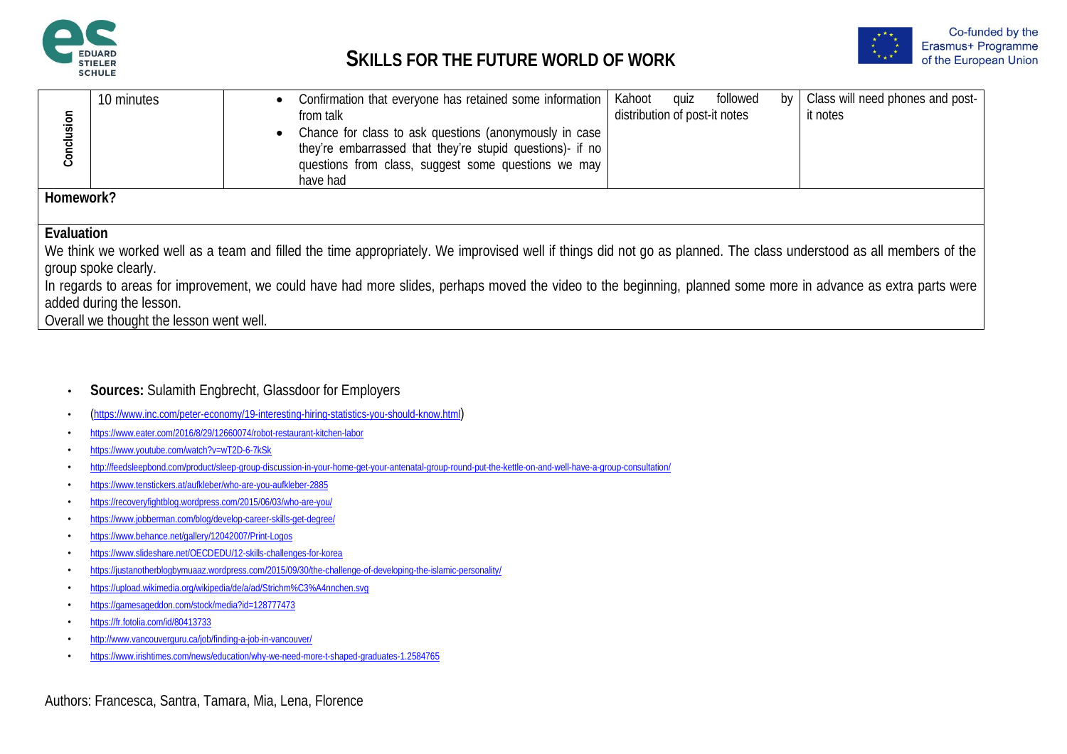| Conclusion | 10 minutes | • Confirmation that everyone has retained some information from talk<br>• Chance for class to ask questions (anonymously in case they're embarrassed that they're stupid questions)- if no questions from class, suggest some questions we may have had | Kahoot quiz followed by distribution of post-it notes | Class will need phones and post-it notes |
|---|---|---|---|---|
| **Homework?** | | | | |
| **Evaluation**<br>We think we worked well as a team and filled the time appropriately. We improvised well if things did not go as planned. The class understood as all members of the group spoke clearly.<br>In regards to areas for improvement, we could have had more slides, perhaps moved the video to the beginning, planned some more in advance as extra parts were added during the lesson.<br>Overall we thought the lesson went well. | | | | |

- **Sources:** Sulamith Engbrecht, Glassdoor for Employers
- (https://www.inc.com/peter-economy/19-interesting-hiring-statistics-you-should-know.html)
- https://www.eater.com/2016/8/29/12660074/robot-restaurant-kitchen-labor
- https://www.youtube.com/watch?v=wT2D-6-7kSk
- http://feedsleepbond.com/product/sleep-group-discussion-in-your-home-get-your-antenatal-group-round-put-the-kettle-on-and-well-have-a-group-consultation/
- https://www.tenstickers.at/aufkleber/who-are-you-aufkleber-2885
- https://recoveryfightblog.wordpress.com/2015/06/03/who-are-you/
- https://www.jobberman.com/blog/develop-career-skills-get-degree/
- https://www.behance.net/gallery/12042007/Print-Logos
- https://www.slideshare.net/OECDEDU/12-skills-challenges-for-korea
- https://justanotherblogbymuaaz.wordpress.com/2015/09/30/the-challenge-of-developing-the-islamic-personality/
- https://upload.wikimedia.org/wikipedia/de/a/ad/Strichm%C3%A4nnchen.svg
- https://gamesageddon.com/stock/media?id=128777473
- https://fr.fotolia.com/id/80413733
- http://www.vancouverguru.ca/job/finding-a-job-in-vancouver/
- https://www.irishtimes.com/news/education/why-we-need-more-t-shaped-graduates-1.2584765

Authors: Francesca, Santra, Tamara, Mia, Lena, Florence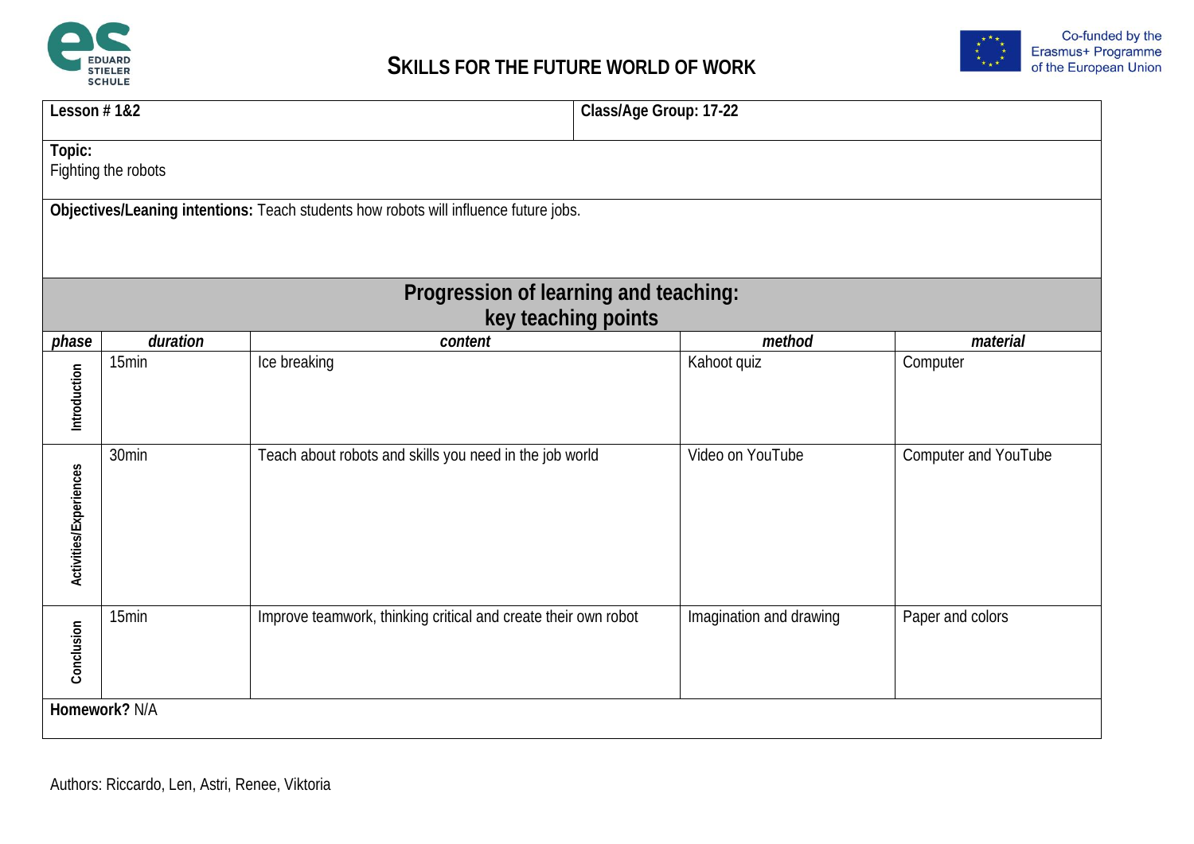# SKILLS FOR THE FUTURE WORLD OF WORK

| **Lesson # 1&2** | **Class/Age Group: 17-22** |
|---|---|

**Topic:**
Fighting the robots

**Objectives/Leaning intentions:** Teach students how robots will influence future jobs.

| **Progression of learning and teaching: key teaching points** | | | | |
|---|---|---|---|---|
| ***phase*** | ***duration*** | ***content*** | ***method*** | ***material*** |
| Introduction | 15min | Ice breaking | Kahoot quiz | Computer |
| Activities/Experiences | 30min | Teach about robots and skills you need in the job world | Video on YouTube | Computer and YouTube |
| Conclusion | 15min | Improve teamwork, thinking critical and create their own robot | Imagination and drawing | Paper and colors |

**Homework?** N/A

Authors: Riccardo, Len, Astri, Renee, Viktoria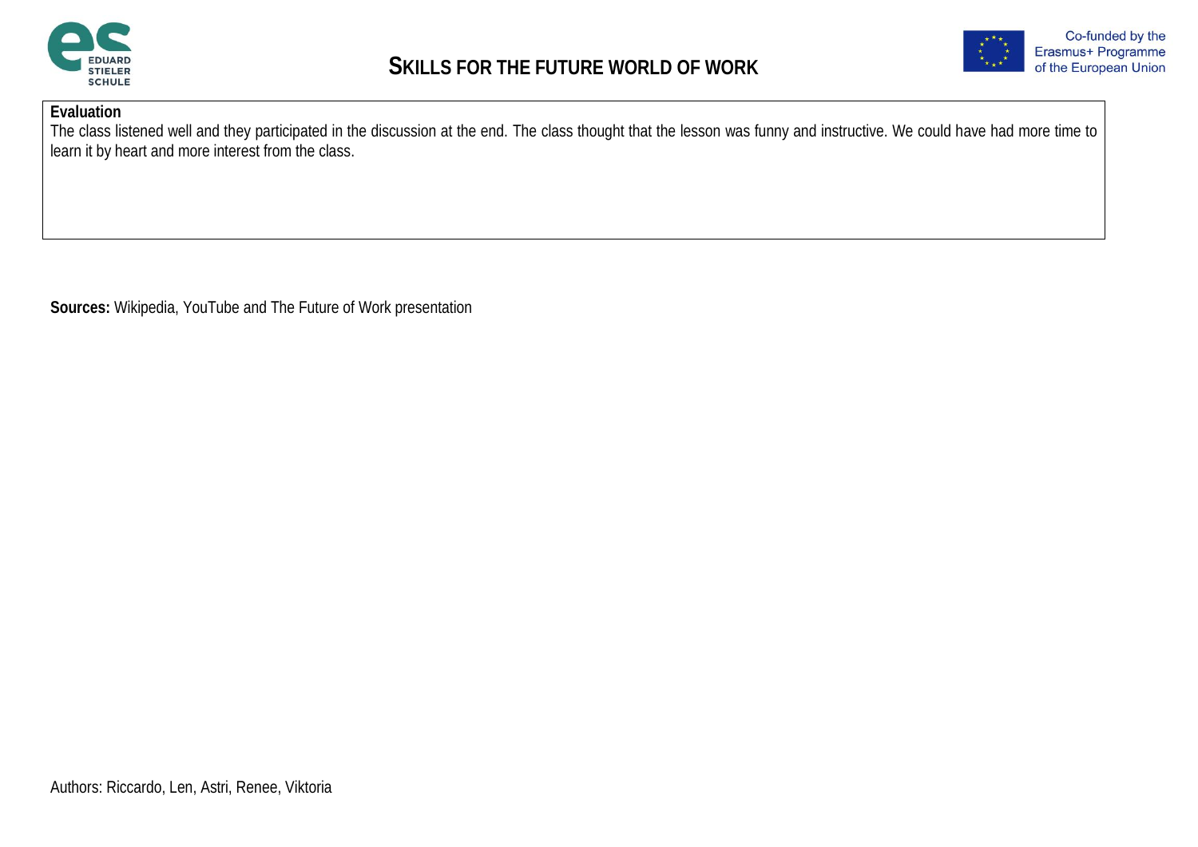**Evaluation**

The class listened well and they participated in the discussion at the end. The class thought that the lesson was funny and instructive. We could have had more time to learn it by heart and more interest from the class.

**Sources:** Wikipedia, YouTube and The Future of Work presentation

Authors: Riccardo, Len, Astri, Renee, Viktoria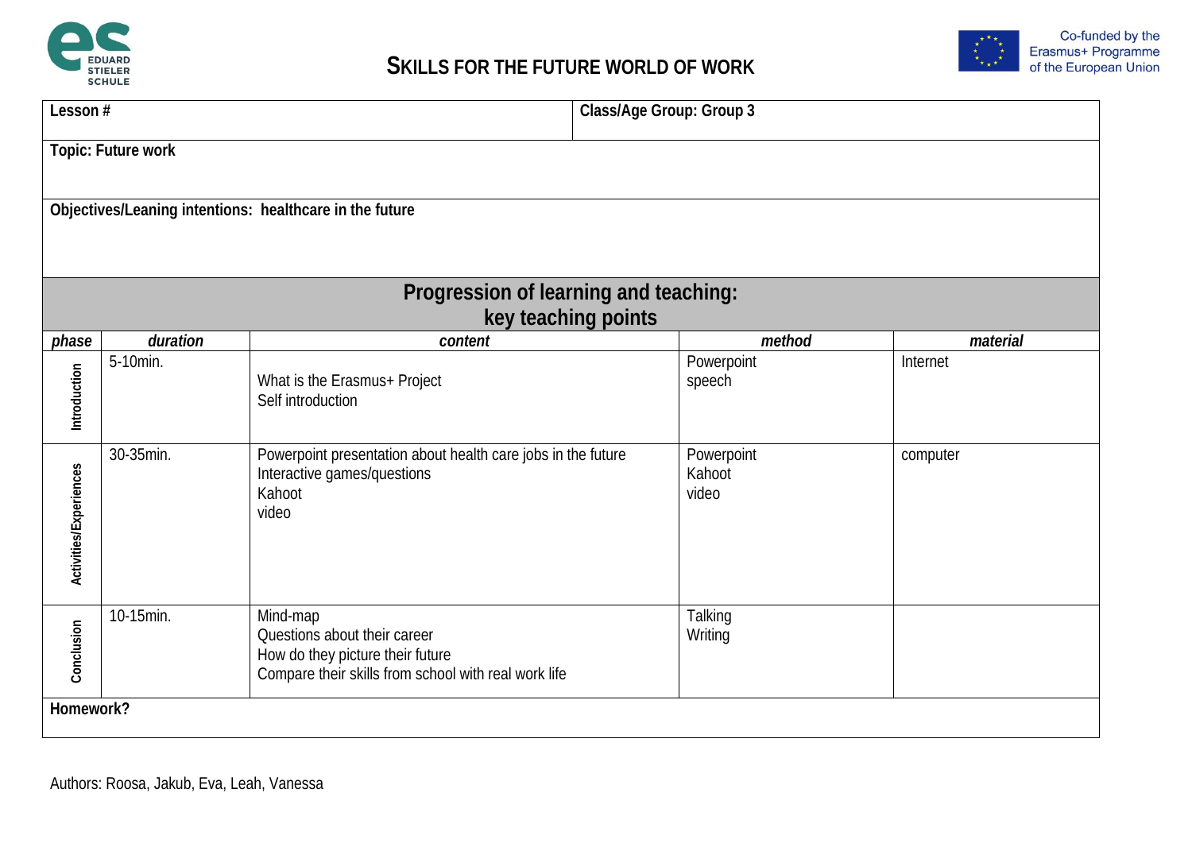# Skills for the Future World of Work

| **Lesson #** | **Class/Age Group: Group 3** |
|---|---|
| **Topic: Future work** | |
| **Objectives/Leaning intentions: healthcare in the future** | |

## Progression of learning and teaching: key teaching points

| *phase* | *duration* | *content* | *method* | *material* |
|---|---|---|---|---|
| Introduction | 5-10min. | What is the Erasmus+ Project<br>Self introduction | Powerpoint<br>speech | Internet |
| Activities/Experiences | 30-35min. | Powerpoint presentation about health care jobs in the future<br>Interactive games/questions<br>Kahoot<br>video | Powerpoint<br>Kahoot<br>video | computer |
| Conclusion | 10-15min. | Mind-map<br>Questions about their career<br>How do they picture their future<br>Compare their skills from school with real work life | Talking<br>Writing | |
| **Homework?** | | | | |

Authors: Roosa, Jakub, Eva, Leah, Vanessa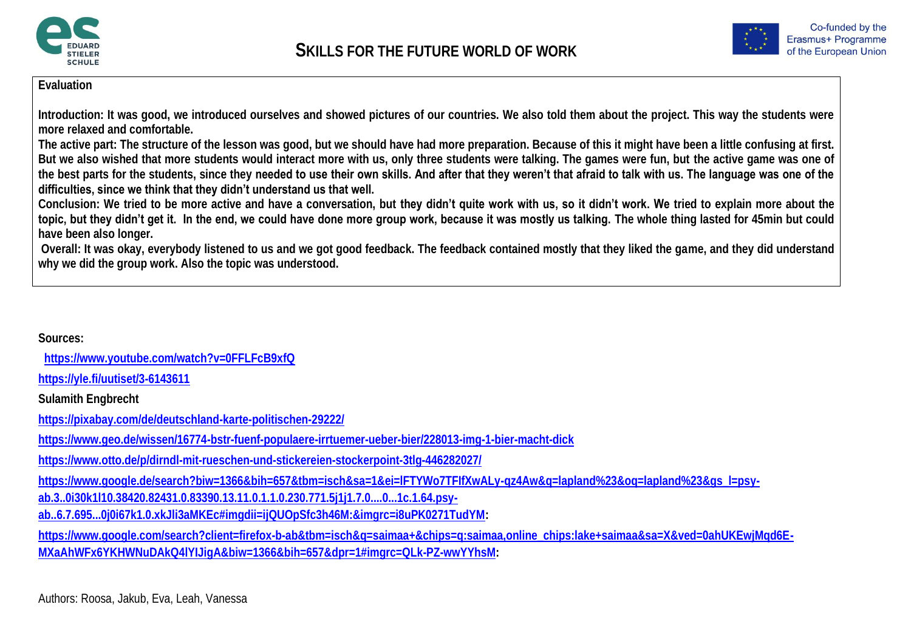**Evaluation**

**Introduction: It was good, we introduced ourselves and showed pictures of our countries. We also told them about the project. This way the students were more relaxed and comfortable.**

**The active part: The structure of the lesson was good, but we should have had more preparation. Because of this it might have been a little confusing at first. But we also wished that more students would interact more with us, only three students were talking. The games were fun, but the active game was one of the best parts for the students, since they needed to use their own skills. And after that they weren't that afraid to talk with us. The language was one of the difficulties, since we think that they didn't understand us that well.**

**Conclusion: We tried to be more active and have a conversation, but they didn't quite work with us, so it didn't work. We tried to explain more about the topic, but they didn't get it. In the end, we could have done more group work, because it was mostly us talking. The whole thing lasted for 45min but could have been also longer.**

**Overall: It was okay, everybody listened to us and we got good feedback. The feedback contained mostly that they liked the game, and they did understand why we did the group work. Also the topic was understood.**

**Sources:**

https://www.youtube.com/watch?v=0FFLFcB9xfQ

https://yle.fi/uutiset/3-6143611

**Sulamith Engbrecht**

https://pixabay.com/de/deutschland-karte-politischen-29222/

https://www.geo.de/wissen/16774-bstr-fuenf-populaere-irrtuemer-ueber-bier/228013-img-1-bier-macht-dick

https://www.otto.de/p/dirndl-mit-rueschen-und-stickereien-stockerpoint-3tlg-446282027/

https://www.google.de/search?biw=1366&bih=657&tbm=isch&sa=1&ei=lFTYWo7TFIfXwALy-qz4Aw&q=lapland%23&oq=lapland%23&gs_l=psy-ab.3..0i30k1l10.38420.82431.0.83390.13.11.0.1.1.0.230.771.5j1j1.7.0....0...1c.1.64.psy-ab..6.7.695...0j0i67k1.0.xkJli3aMKEc#imgdii=ijQUOpSfc3h46M:&imgrc=i8uPK0271TudYM:

https://www.google.com/search?client=firefox-b-ab&tbm=isch&q=saimaa+&chips=q:saimaa,online_chips:lake+saimaa&sa=X&ved=0ahUKEwjMqd6E-MXaAhWFx6YKHWNuDAkQ4lYIJigA&biw=1366&bih=657&dpr=1#imgrc=QLk-PZ-wwYYhsM:

Authors: Roosa, Jakub, Eva, Leah, Vanessa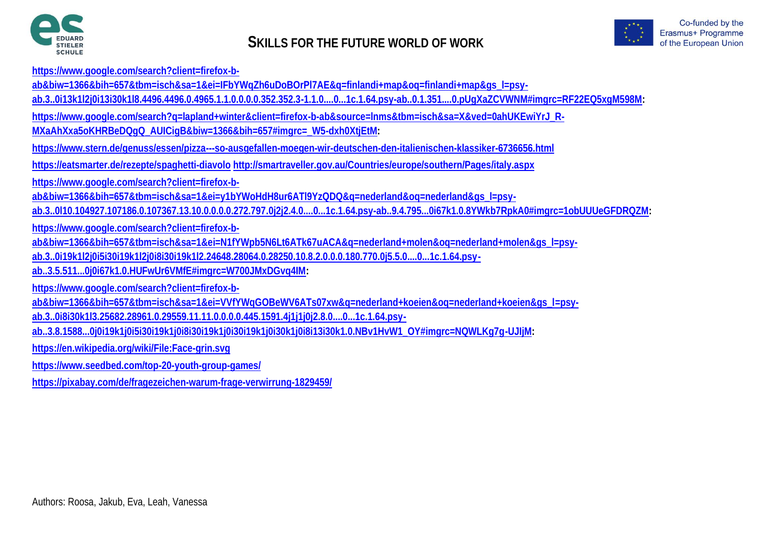https://www.google.com/search?client=firefox-b-ab&biw=1366&bih=657&tbm=isch&sa=1&ei=IFbYWqZh6uDoBOrPl7AE&q=finlandi+map&oq=finlandi+map&gs_l=psy-ab.3..0i13k1l2j0i13i30k1l8.4496.4496.0.4965.1.1.0.0.0.0.352.352.3-1.1.0....0...1c.1.64.psy-ab..0.1.351....0.pUgXaZCVWNM#imgrc=RF22EQ5xgM598M:

https://www.google.com/search?q=lapland+winter&client=firefox-b-ab&source=lnms&tbm=isch&sa=X&ved=0ahUKEwiYrJ_R-MXaAhXxa5oKHRBeDQgQ_AUICigB&biw=1366&bih=657#imgrc=_W5-dxh0XtjEtM:

https://www.stern.de/genuss/essen/pizza---so-ausgefallen-moegen-wir-deutschen-den-italienischen-klassiker-6736656.html

https://eatsmarter.de/rezepte/spaghetti-diavolo http://smartraveller.gov.au/Countries/europe/southern/Pages/italy.aspx

https://www.google.com/search?client=firefox-b-ab&biw=1366&bih=657&tbm=isch&sa=1&ei=y1bYWoHdH8ur6ATl9YzQDQ&q=nederland&oq=nederland&gs_l=psy-ab.3..0l10.104927.107186.0.107367.13.10.0.0.0.0.272.797.0j2j2.4.0....0...1c.1.64.psy-ab..9.4.795...0i67k1.0.8YWkb7RpkA0#imgrc=1obUUUeGFDRQZM:

https://www.google.com/search?client=firefox-b-ab&biw=1366&bih=657&tbm=isch&sa=1&ei=N1fYWpb5N6Lt6ATk67uACA&q=nederland+molen&oq=nederland+molen&gs_l=psy-ab.3..0i19k1l2j0i5i30i19k1l2j0i8i30i19k1l2.24648.28064.0.28250.10.8.2.0.0.0.180.770.0j5.5.0....0...1c.1.64.psy-ab..3.5.511...0j0i67k1.0.HUFwUr6VMfE#imgrc=W700JMxDGvq4IM:

https://www.google.com/search?client=firefox-b-ab&biw=1366&bih=657&tbm=isch&sa=1&ei=VVfYWqGOBeWV6ATs07xw&q=nederland+koeien&oq=nederland+koeien&gs_l=psy-ab.3..0i8i30k1l3.25682.28961.0.29559.11.11.0.0.0.0.445.1591.4j1j1j0j2.8.0....0...1c.1.64.psy-ab..3.8.1588...0j0i19k1j0i5i30i19k1j0i8i30i19k1j0i30i19k1j0i30k1j0i8i13i30k1.0.NBv1HvW1_OY#imgrc=NQWLKg7g-UJIjM:

https://en.wikipedia.org/wiki/File:Face-grin.svg

https://www.seedbed.com/top-20-youth-group-games/

https://pixabay.com/de/fragezeichen-warum-frage-verwirrung-1829459/

Authors: Roosa, Jakub, Eva, Leah, Vanessa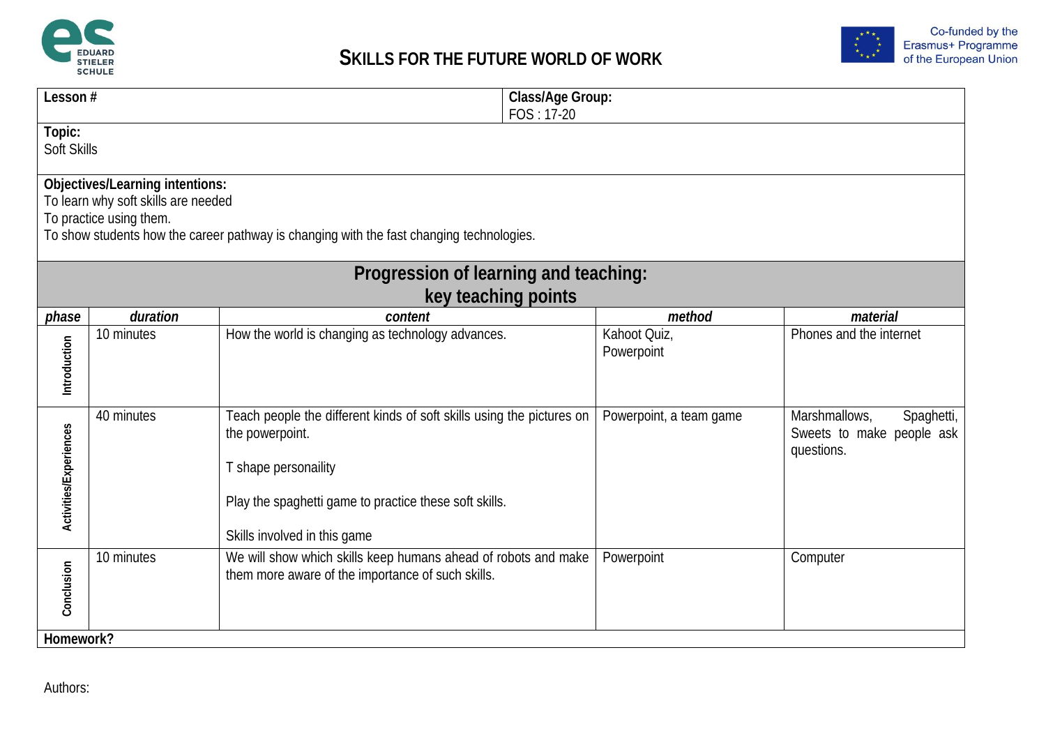# SKILLS FOR THE FUTURE WORLD OF WORK

| **Lesson #** | **Class/Age Group:** FOS : 17-20 |
|---|---|

**Topic:**
Soft Skills

**Objectives/Learning intentions:**
To learn why soft skills are needed
To practice using them.
To show students how the career pathway is changing with the fast changing technologies.

## Progression of learning and teaching: key teaching points

| *phase* | *duration* | *content* | *method* | *material* |
|---|---|---|---|---|
| Introduction | 10 minutes | How the world is changing as technology advances. | Kahoot Quiz, Powerpoint | Phones and the internet |
| Activities/Experiences | 40 minutes | Teach people the different kinds of soft skills using the pictures on the powerpoint. <br><br> T shape personaility <br><br> Play the spaghetti game to practice these soft skills. <br><br> Skills involved in this game | Powerpoint, a team game | Marshmallows, Spaghetti, Sweets to make people ask questions. |
| Conclusion | 10 minutes | We will show which skills keep humans ahead of robots and make them more aware of the importance of such skills. | Powerpoint | Computer |

**Homework?**

Authors: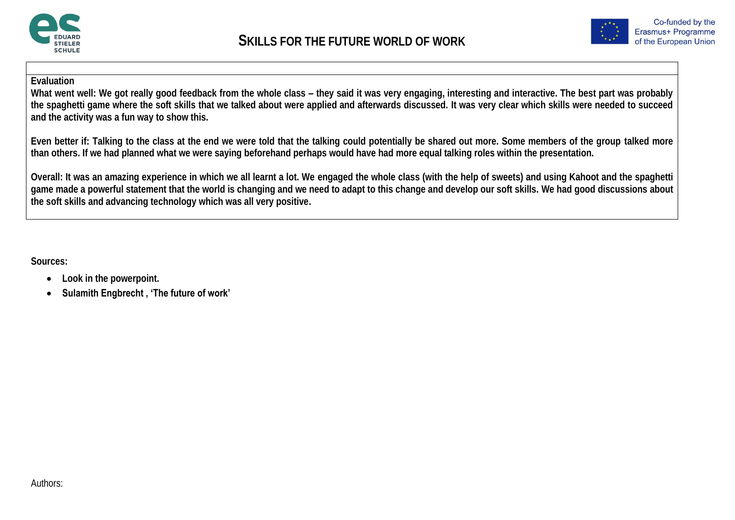**Evaluation**

**What went well: We got really good feedback from the whole class – they said it was very engaging, interesting and interactive. The best part was probably the spaghetti game where the soft skills that we talked about were applied and afterwards discussed. It was very clear which skills were needed to succeed and the activity was a fun way to show this.**

**Even better if: Talking to the class at the end we were told that the talking could potentially be shared out more. Some members of the group talked more than others. If we had planned what we were saying beforehand perhaps would have had more equal talking roles within the presentation.**

**Overall: It was an amazing experience in which we all learnt a lot. We engaged the whole class (with the help of sweets) and using Kahoot and the spaghetti game made a powerful statement that the world is changing and we need to adapt to this change and develop our soft skills. We had good discussions about the soft skills and advancing technology which was all very positive.**

**Sources:**

- **Look in the powerpoint.**
- **Sulamith Engbrecht , 'The future of work'**

Authors: